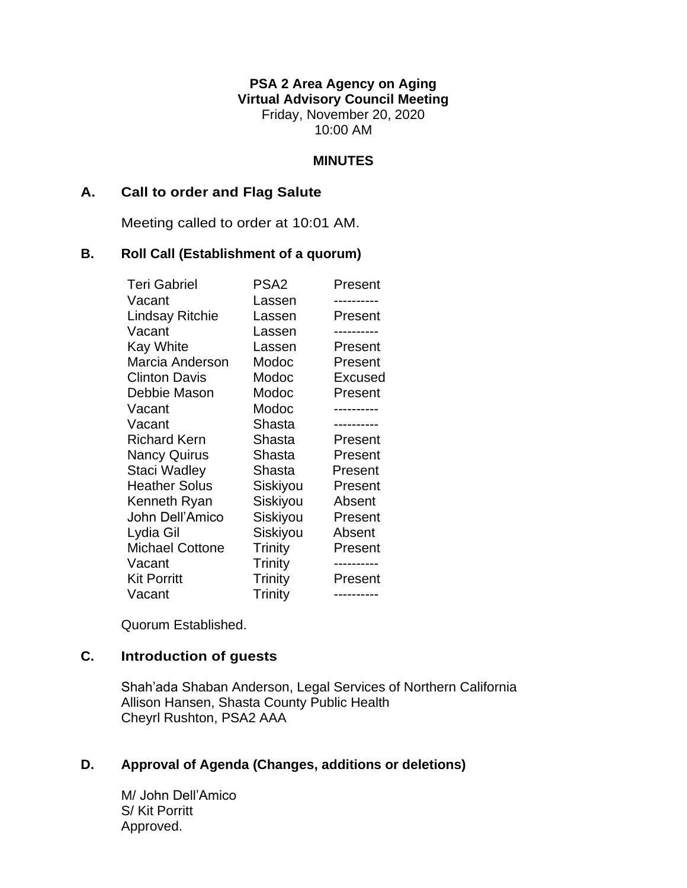**PSA 2 Area Agency on Aging**
**Virtual Advisory Council Meeting**
Friday, November 20, 2020
10:00 AM

**MINUTES**

## A. Call to order and Flag Salute

Meeting called to order at 10:01 AM.

## B. Roll Call (Establishment of a quorum)

| | | |
|---|---|---|
| Teri Gabriel | PSA2 | Present |
| Vacant | Lassen | ---------- |
| Lindsay Ritchie | Lassen | Present |
| Vacant | Lassen | ---------- |
| Kay White | Lassen | Present |
| Marcia Anderson | Modoc | Present |
| Clinton Davis | Modoc | Excused |
| Debbie Mason | Modoc | Present |
| Vacant | Modoc | ---------- |
| Vacant | Shasta | ---------- |
| Richard Kern | Shasta | Present |
| Nancy Quirus | Shasta | Present |
| Staci Wadley | Shasta | Present |
| Heather Solus | Siskiyou | Present |
| Kenneth Ryan | Siskiyou | Absent |
| John Dell'Amico | Siskiyou | Present |
| Lydia Gil | Siskiyou | Absent |
| Michael Cottone | Trinity | Present |
| Vacant | Trinity | ---------- |
| Kit Porritt | Trinity | Present |
| Vacant | Trinity | ---------- |

Quorum Established.

## C. Introduction of guests

Shah'ada Shaban Anderson, Legal Services of Northern California
Allison Hansen, Shasta County Public Health
Cheyrl Rushton, PSA2 AAA

## D. Approval of Agenda (Changes, additions or deletions)

M/ John Dell'Amico
S/ Kit Porritt
Approved.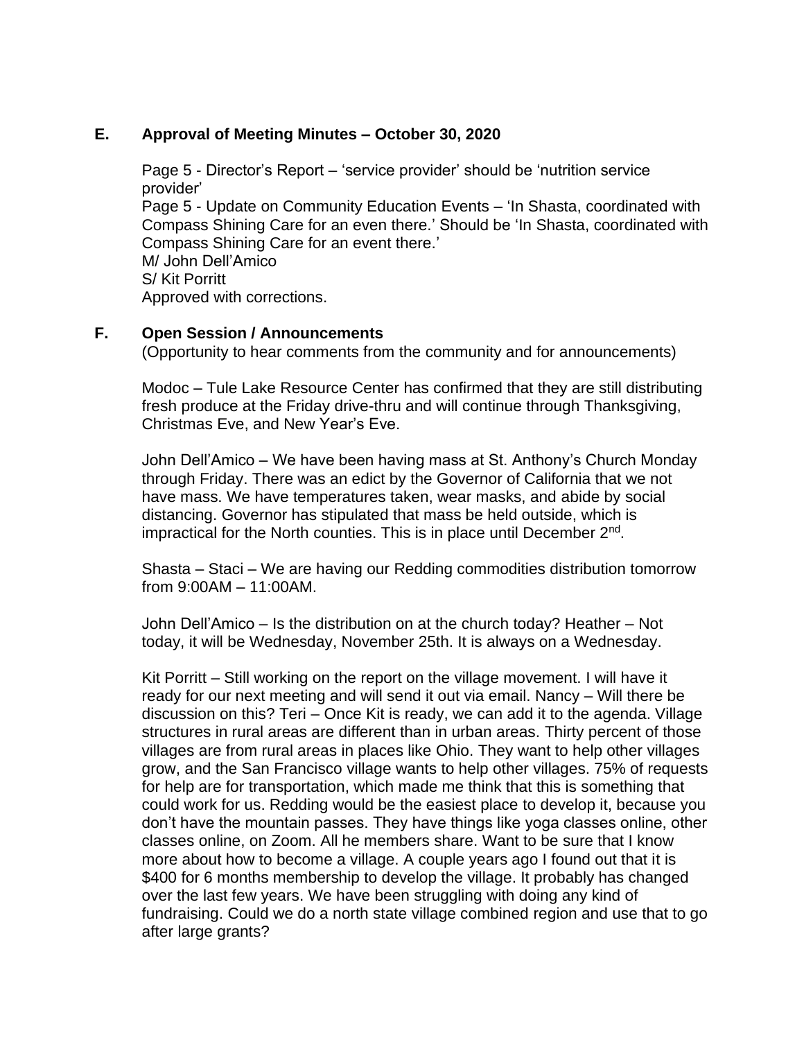## E. Approval of Meeting Minutes – October 30, 2020

Page 5 - Director's Report – 'service provider' should be 'nutrition service provider'
Page 5 - Update on Community Education Events – 'In Shasta, coordinated with Compass Shining Care for an even there.' Should be 'In Shasta, coordinated with Compass Shining Care for an event there.'
M/ John Dell'Amico
S/ Kit Porritt
Approved with corrections.

## F. Open Session / Announcements

(Opportunity to hear comments from the community and for announcements)

Modoc – Tule Lake Resource Center has confirmed that they are still distributing fresh produce at the Friday drive-thru and will continue through Thanksgiving, Christmas Eve, and New Year's Eve.

John Dell'Amico – We have been having mass at St. Anthony's Church Monday through Friday. There was an edict by the Governor of California that we not have mass. We have temperatures taken, wear masks, and abide by social distancing. Governor has stipulated that mass be held outside, which is impractical for the North counties. This is in place until December 2nd.

Shasta – Staci – We are having our Redding commodities distribution tomorrow from 9:00AM – 11:00AM.

John Dell'Amico – Is the distribution on at the church today? Heather – Not today, it will be Wednesday, November 25th. It is always on a Wednesday.

Kit Porritt – Still working on the report on the village movement. I will have it ready for our next meeting and will send it out via email. Nancy – Will there be discussion on this? Teri – Once Kit is ready, we can add it to the agenda. Village structures in rural areas are different than in urban areas. Thirty percent of those villages are from rural areas in places like Ohio. They want to help other villages grow, and the San Francisco village wants to help other villages. 75% of requests for help are for transportation, which made me think that this is something that could work for us. Redding would be the easiest place to develop it, because you don't have the mountain passes. They have things like yoga classes online, other classes online, on Zoom. All he members share. Want to be sure that I know more about how to become a village. A couple years ago I found out that it is $400 for 6 months membership to develop the village. It probably has changed over the last few years. We have been struggling with doing any kind of fundraising. Could we do a north state village combined region and use that to go after large grants?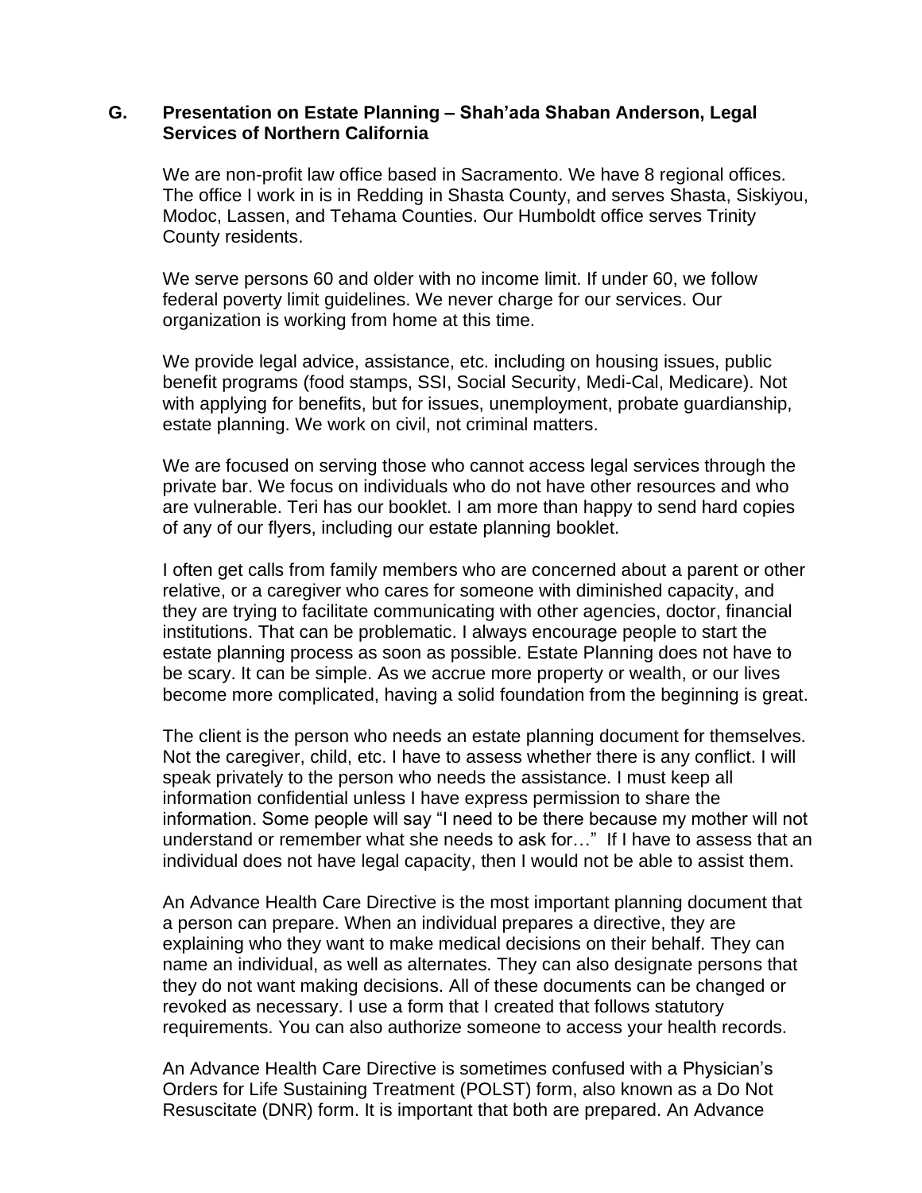**G. Presentation on Estate Planning – Shah'ada Shaban Anderson, Legal Services of Northern California**

We are non-profit law office based in Sacramento. We have 8 regional offices. The office I work in is in Redding in Shasta County, and serves Shasta, Siskiyou, Modoc, Lassen, and Tehama Counties. Our Humboldt office serves Trinity County residents.

We serve persons 60 and older with no income limit. If under 60, we follow federal poverty limit guidelines. We never charge for our services. Our organization is working from home at this time.

We provide legal advice, assistance, etc. including on housing issues, public benefit programs (food stamps, SSI, Social Security, Medi-Cal, Medicare). Not with applying for benefits, but for issues, unemployment, probate guardianship, estate planning. We work on civil, not criminal matters.

We are focused on serving those who cannot access legal services through the private bar. We focus on individuals who do not have other resources and who are vulnerable. Teri has our booklet. I am more than happy to send hard copies of any of our flyers, including our estate planning booklet.

I often get calls from family members who are concerned about a parent or other relative, or a caregiver who cares for someone with diminished capacity, and they are trying to facilitate communicating with other agencies, doctor, financial institutions. That can be problematic. I always encourage people to start the estate planning process as soon as possible. Estate Planning does not have to be scary. It can be simple. As we accrue more property or wealth, or our lives become more complicated, having a solid foundation from the beginning is great.

The client is the person who needs an estate planning document for themselves. Not the caregiver, child, etc. I have to assess whether there is any conflict. I will speak privately to the person who needs the assistance. I must keep all information confidential unless I have express permission to share the information. Some people will say "I need to be there because my mother will not understand or remember what she needs to ask for…" If I have to assess that an individual does not have legal capacity, then I would not be able to assist them.

An Advance Health Care Directive is the most important planning document that a person can prepare. When an individual prepares a directive, they are explaining who they want to make medical decisions on their behalf. They can name an individual, as well as alternates. They can also designate persons that they do not want making decisions. All of these documents can be changed or revoked as necessary. I use a form that I created that follows statutory requirements. You can also authorize someone to access your health records.

An Advance Health Care Directive is sometimes confused with a Physician's Orders for Life Sustaining Treatment (POLST) form, also known as a Do Not Resuscitate (DNR) form. It is important that both are prepared. An Advance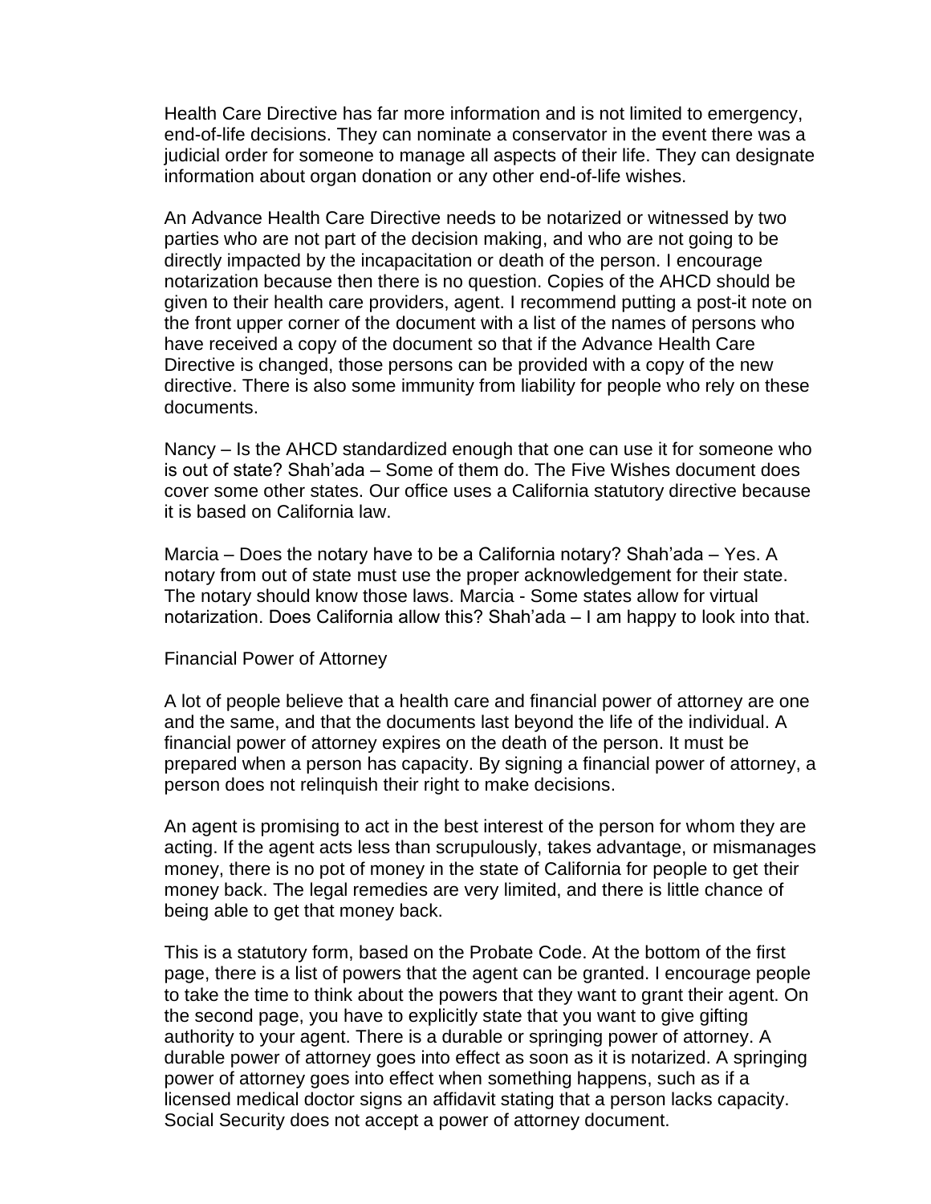Health Care Directive has far more information and is not limited to emergency, end-of-life decisions. They can nominate a conservator in the event there was a judicial order for someone to manage all aspects of their life. They can designate information about organ donation or any other end-of-life wishes.

An Advance Health Care Directive needs to be notarized or witnessed by two parties who are not part of the decision making, and who are not going to be directly impacted by the incapacitation or death of the person. I encourage notarization because then there is no question. Copies of the AHCD should be given to their health care providers, agent. I recommend putting a post-it note on the front upper corner of the document with a list of the names of persons who have received a copy of the document so that if the Advance Health Care Directive is changed, those persons can be provided with a copy of the new directive. There is also some immunity from liability for people who rely on these documents.

Nancy – Is the AHCD standardized enough that one can use it for someone who is out of state? Shah'ada – Some of them do. The Five Wishes document does cover some other states. Our office uses a California statutory directive because it is based on California law.

Marcia – Does the notary have to be a California notary? Shah'ada – Yes. A notary from out of state must use the proper acknowledgement for their state. The notary should know those laws. Marcia - Some states allow for virtual notarization. Does California allow this? Shah'ada – I am happy to look into that.

Financial Power of Attorney

A lot of people believe that a health care and financial power of attorney are one and the same, and that the documents last beyond the life of the individual. A financial power of attorney expires on the death of the person. It must be prepared when a person has capacity. By signing a financial power of attorney, a person does not relinquish their right to make decisions.

An agent is promising to act in the best interest of the person for whom they are acting. If the agent acts less than scrupulously, takes advantage, or mismanages money, there is no pot of money in the state of California for people to get their money back. The legal remedies are very limited, and there is little chance of being able to get that money back.

This is a statutory form, based on the Probate Code. At the bottom of the first page, there is a list of powers that the agent can be granted. I encourage people to take the time to think about the powers that they want to grant their agent. On the second page, you have to explicitly state that you want to give gifting authority to your agent. There is a durable or springing power of attorney. A durable power of attorney goes into effect as soon as it is notarized. A springing power of attorney goes into effect when something happens, such as if a licensed medical doctor signs an affidavit stating that a person lacks capacity. Social Security does not accept a power of attorney document.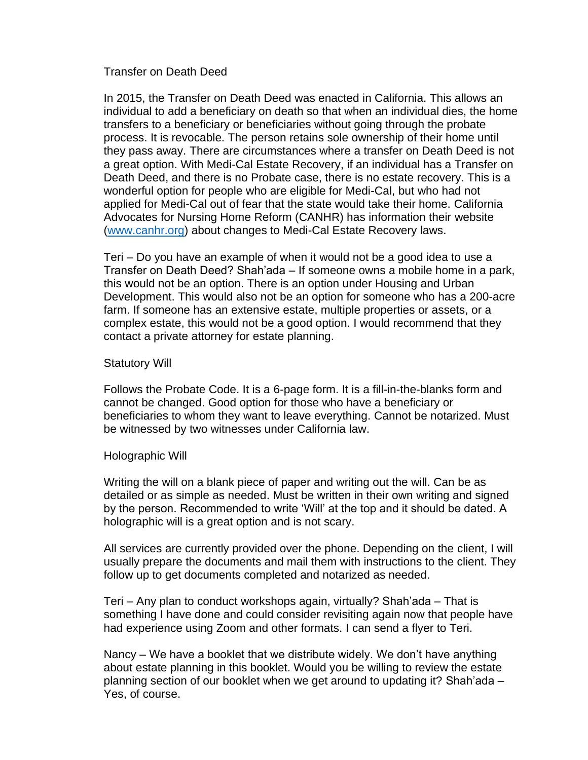Transfer on Death Deed

In 2015, the Transfer on Death Deed was enacted in California. This allows an individual to add a beneficiary on death so that when an individual dies, the home transfers to a beneficiary or beneficiaries without going through the probate process. It is revocable. The person retains sole ownership of their home until they pass away. There are circumstances where a transfer on Death Deed is not a great option. With Medi-Cal Estate Recovery, if an individual has a Transfer on Death Deed, and there is no Probate case, there is no estate recovery. This is a wonderful option for people who are eligible for Medi-Cal, but who had not applied for Medi-Cal out of fear that the state would take their home. California Advocates for Nursing Home Reform (CANHR) has information their website (www.canhr.org) about changes to Medi-Cal Estate Recovery laws.

Teri – Do you have an example of when it would not be a good idea to use a Transfer on Death Deed? Shah'ada – If someone owns a mobile home in a park, this would not be an option. There is an option under Housing and Urban Development. This would also not be an option for someone who has a 200-acre farm. If someone has an extensive estate, multiple properties or assets, or a complex estate, this would not be a good option. I would recommend that they contact a private attorney for estate planning.

Statutory Will

Follows the Probate Code. It is a 6-page form. It is a fill-in-the-blanks form and cannot be changed. Good option for those who have a beneficiary or beneficiaries to whom they want to leave everything. Cannot be notarized. Must be witnessed by two witnesses under California law.

Holographic Will

Writing the will on a blank piece of paper and writing out the will. Can be as detailed or as simple as needed. Must be written in their own writing and signed by the person. Recommended to write 'Will' at the top and it should be dated. A holographic will is a great option and is not scary.

All services are currently provided over the phone. Depending on the client, I will usually prepare the documents and mail them with instructions to the client. They follow up to get documents completed and notarized as needed.

Teri – Any plan to conduct workshops again, virtually? Shah'ada – That is something I have done and could consider revisiting again now that people have had experience using Zoom and other formats. I can send a flyer to Teri.

Nancy – We have a booklet that we distribute widely. We don't have anything about estate planning in this booklet. Would you be willing to review the estate planning section of our booklet when we get around to updating it? Shah'ada – Yes, of course.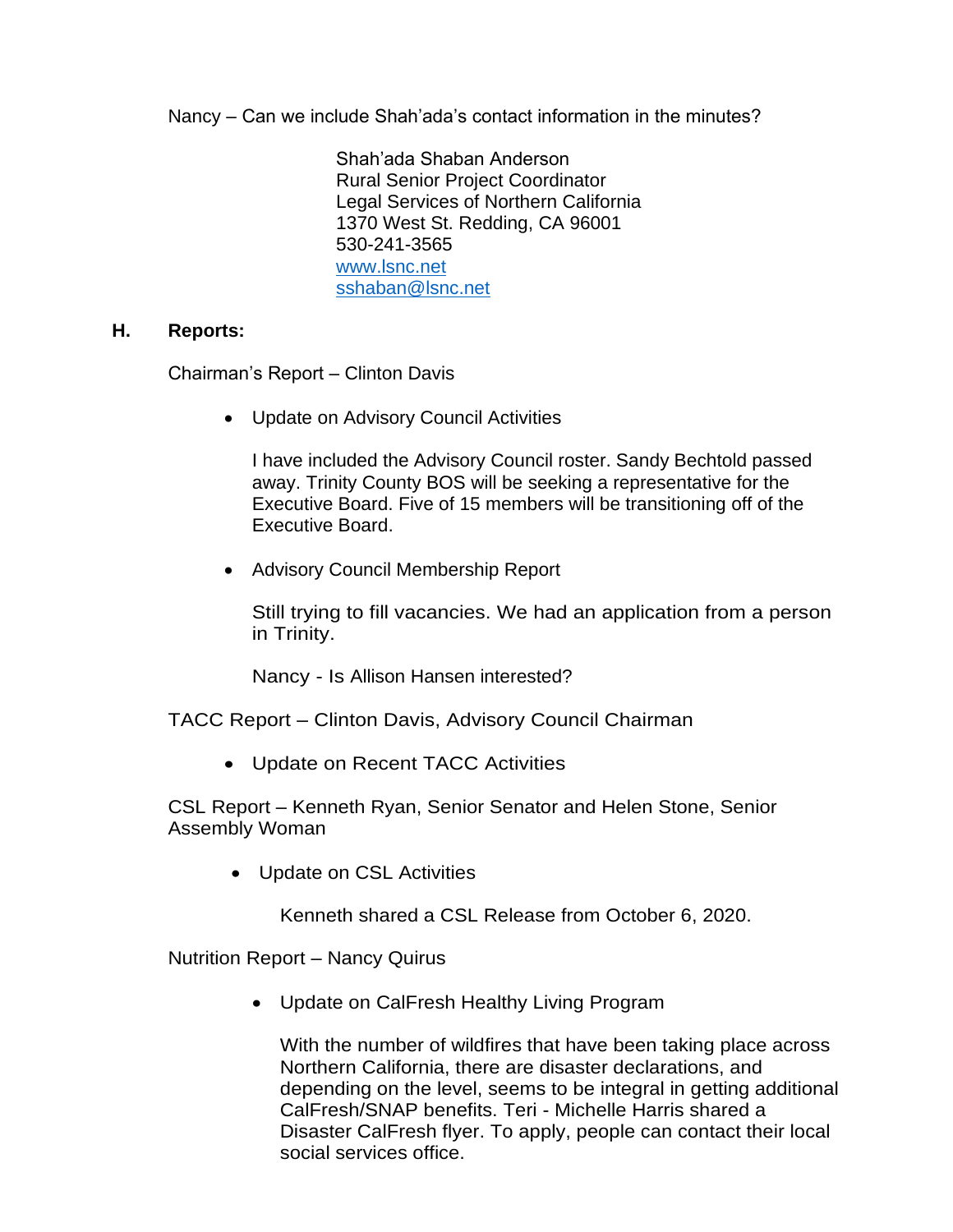Nancy – Can we include Shah'ada's contact information in the minutes?

> Shah'ada Shaban Anderson
> Rural Senior Project Coordinator
> Legal Services of Northern California
> 1370 West St. Redding, CA 96001
> 530-241-3565
> www.lsnc.net
> sshaban@lsnc.net

**H. Reports:**

Chairman's Report – Clinton Davis

- Update on Advisory Council Activities

  I have included the Advisory Council roster. Sandy Bechtold passed away. Trinity County BOS will be seeking a representative for the Executive Board. Five of 15 members will be transitioning off of the Executive Board.

- Advisory Council Membership Report

  Still trying to fill vacancies. We had an application from a person in Trinity.

  Nancy - Is Allison Hansen interested?

TACC Report – Clinton Davis, Advisory Council Chairman

- Update on Recent TACC Activities

CSL Report – Kenneth Ryan, Senior Senator and Helen Stone, Senior Assembly Woman

- Update on CSL Activities

  Kenneth shared a CSL Release from October 6, 2020.

Nutrition Report – Nancy Quirus

- Update on CalFresh Healthy Living Program

  With the number of wildfires that have been taking place across Northern California, there are disaster declarations, and depending on the level, seems to be integral in getting additional CalFresh/SNAP benefits. Teri - Michelle Harris shared a Disaster CalFresh flyer. To apply, people can contact their local social services office.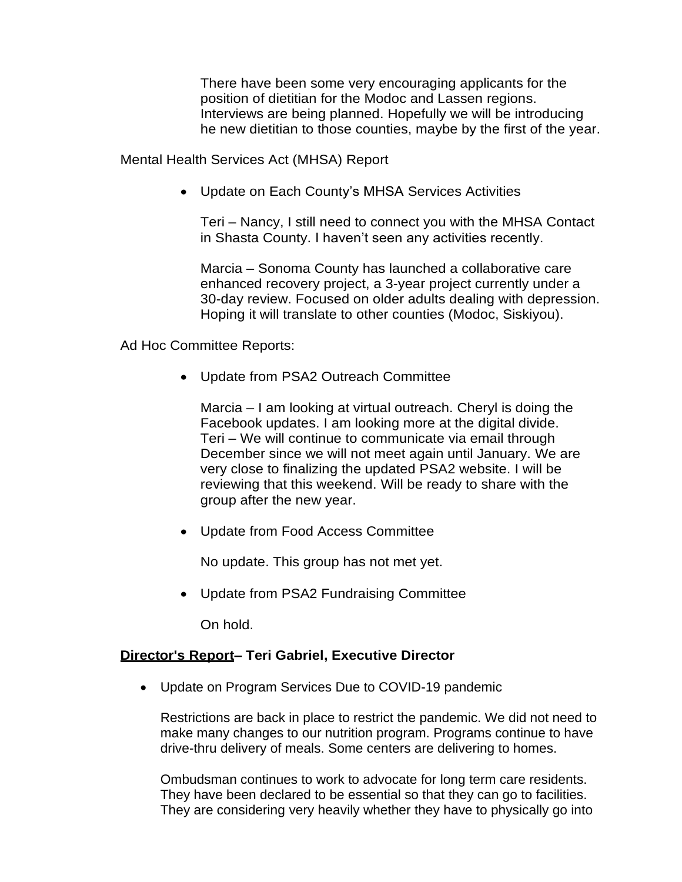There have been some very encouraging applicants for the position of dietitian for the Modoc and Lassen regions. Interviews are being planned. Hopefully we will be introducing he new dietitian to those counties, maybe by the first of the year.

Mental Health Services Act (MHSA) Report

- Update on Each County's MHSA Services Activities

  Teri – Nancy, I still need to connect you with the MHSA Contact in Shasta County. I haven't seen any activities recently.

  Marcia – Sonoma County has launched a collaborative care enhanced recovery project, a 3-year project currently under a 30-day review. Focused on older adults dealing with depression. Hoping it will translate to other counties (Modoc, Siskiyou).

Ad Hoc Committee Reports:

- Update from PSA2 Outreach Committee

  Marcia – I am looking at virtual outreach. Cheryl is doing the Facebook updates. I am looking more at the digital divide.
  Teri – We will continue to communicate via email through December since we will not meet again until January. We are very close to finalizing the updated PSA2 website. I will be reviewing that this weekend. Will be ready to share with the group after the new year.

- Update from Food Access Committee

  No update. This group has not met yet.

- Update from PSA2 Fundraising Committee

  On hold.

**<u>Director's Report</u>– Teri Gabriel, Executive Director**

- Update on Program Services Due to COVID-19 pandemic

  Restrictions are back in place to restrict the pandemic. We did not need to make many changes to our nutrition program. Programs continue to have drive-thru delivery of meals. Some centers are delivering to homes.

  Ombudsman continues to work to advocate for long term care residents. They have been declared to be essential so that they can go to facilities. They are considering very heavily whether they have to physically go into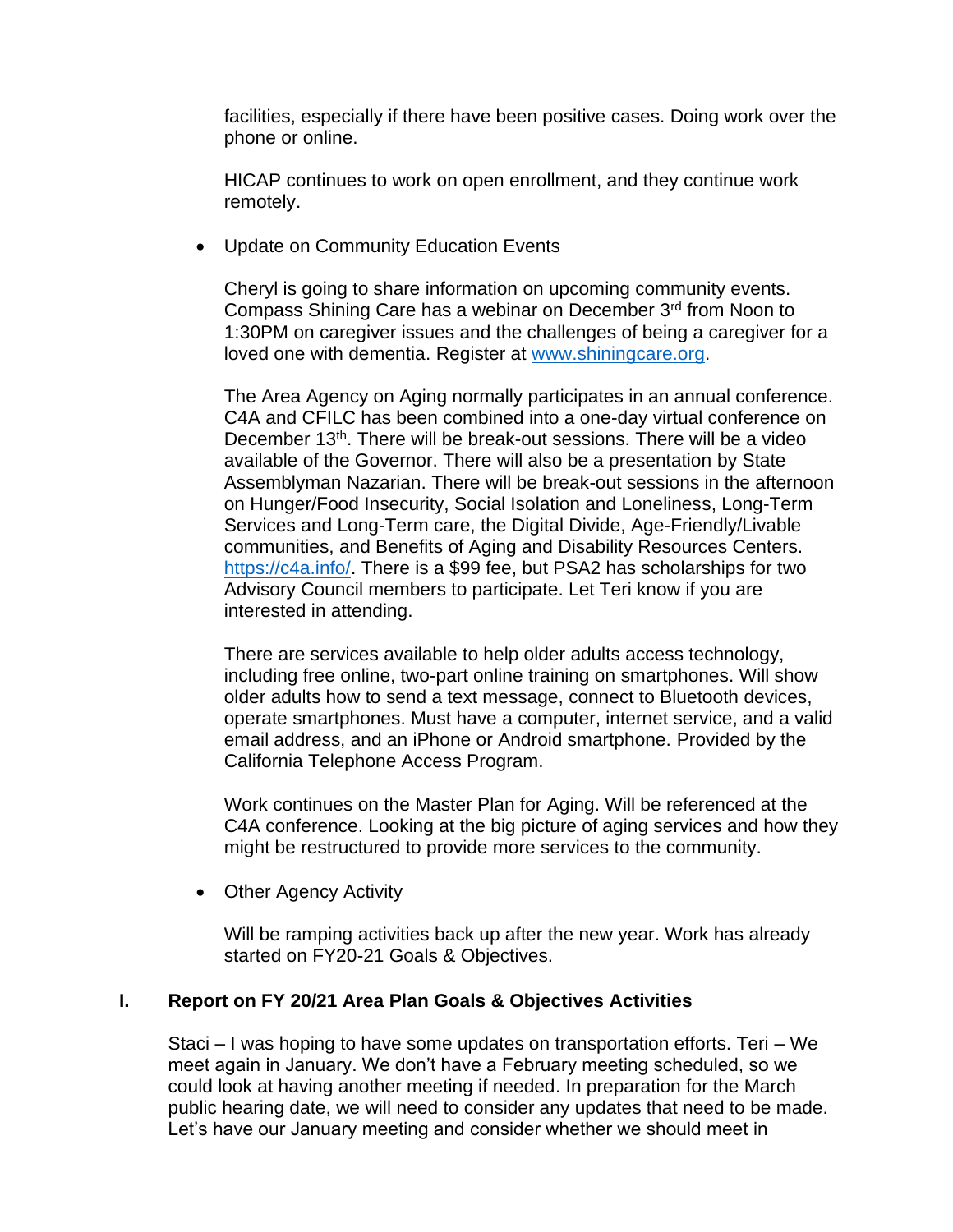facilities, especially if there have been positive cases. Doing work over the phone or online.

HICAP continues to work on open enrollment, and they continue work remotely.

- Update on Community Education Events

  Cheryl is going to share information on upcoming community events. Compass Shining Care has a webinar on December 3rd from Noon to 1:30PM on caregiver issues and the challenges of being a caregiver for a loved one with dementia. Register at [www.shiningcare.org](www.shiningcare.org).

  The Area Agency on Aging normally participates in an annual conference. C4A and CFILC has been combined into a one-day virtual conference on December 13th. There will be break-out sessions. There will be a video available of the Governor. There will also be a presentation by State Assemblyman Nazarian. There will be break-out sessions in the afternoon on Hunger/Food Insecurity, Social Isolation and Loneliness, Long-Term Services and Long-Term care, the Digital Divide, Age-Friendly/Livable communities, and Benefits of Aging and Disability Resources Centers. [https://c4a.info/](https://c4a.info/). There is a $99 fee, but PSA2 has scholarships for two Advisory Council members to participate. Let Teri know if you are interested in attending.

  There are services available to help older adults access technology, including free online, two-part online training on smartphones. Will show older adults how to send a text message, connect to Bluetooth devices, operate smartphones. Must have a computer, internet service, and a valid email address, and an iPhone or Android smartphone. Provided by the California Telephone Access Program.

  Work continues on the Master Plan for Aging. Will be referenced at the C4A conference. Looking at the big picture of aging services and how they might be restructured to provide more services to the community.

- Other Agency Activity

  Will be ramping activities back up after the new year. Work has already started on FY20-21 Goals & Objectives.

## I. Report on FY 20/21 Area Plan Goals & Objectives Activities

Staci – I was hoping to have some updates on transportation efforts. Teri – We meet again in January. We don't have a February meeting scheduled, so we could look at having another meeting if needed. In preparation for the March public hearing date, we will need to consider any updates that need to be made. Let's have our January meeting and consider whether we should meet in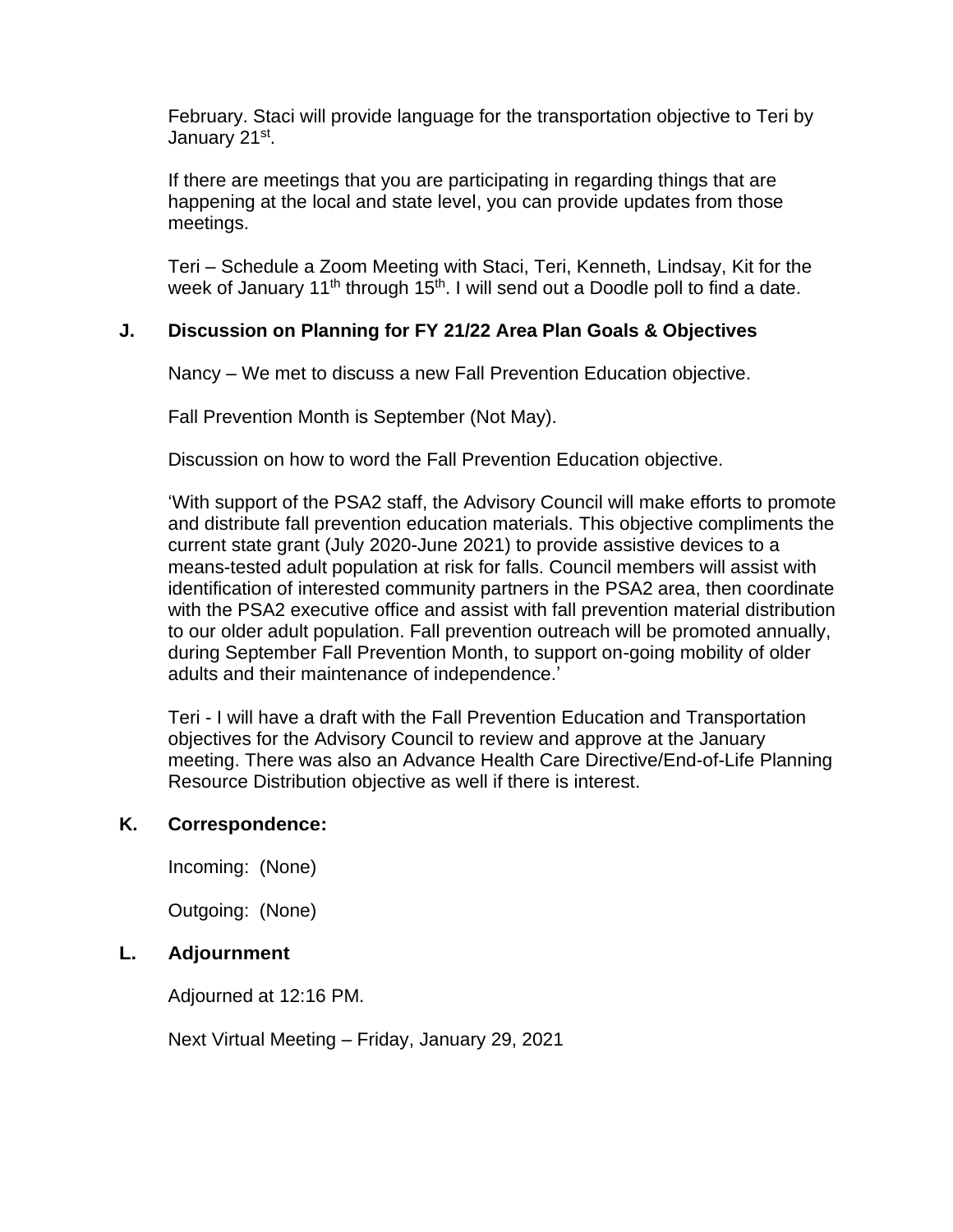February. Staci will provide language for the transportation objective to Teri by January 21st.

If there are meetings that you are participating in regarding things that are happening at the local and state level, you can provide updates from those meetings.

Teri – Schedule a Zoom Meeting with Staci, Teri, Kenneth, Lindsay, Kit for the week of January 11th through 15th. I will send out a Doodle poll to find a date.

## J. Discussion on Planning for FY 21/22 Area Plan Goals & Objectives

Nancy – We met to discuss a new Fall Prevention Education objective.

Fall Prevention Month is September (Not May).

Discussion on how to word the Fall Prevention Education objective.

'With support of the PSA2 staff, the Advisory Council will make efforts to promote and distribute fall prevention education materials. This objective compliments the current state grant (July 2020-June 2021) to provide assistive devices to a means-tested adult population at risk for falls. Council members will assist with identification of interested community partners in the PSA2 area, then coordinate with the PSA2 executive office and assist with fall prevention material distribution to our older adult population. Fall prevention outreach will be promoted annually, during September Fall Prevention Month, to support on-going mobility of older adults and their maintenance of independence.'

Teri - I will have a draft with the Fall Prevention Education and Transportation objectives for the Advisory Council to review and approve at the January meeting. There was also an Advance Health Care Directive/End-of-Life Planning Resource Distribution objective as well if there is interest.

## K. Correspondence:

Incoming: (None)

Outgoing: (None)

## L. Adjournment

Adjourned at 12:16 PM.

Next Virtual Meeting – Friday, January 29, 2021